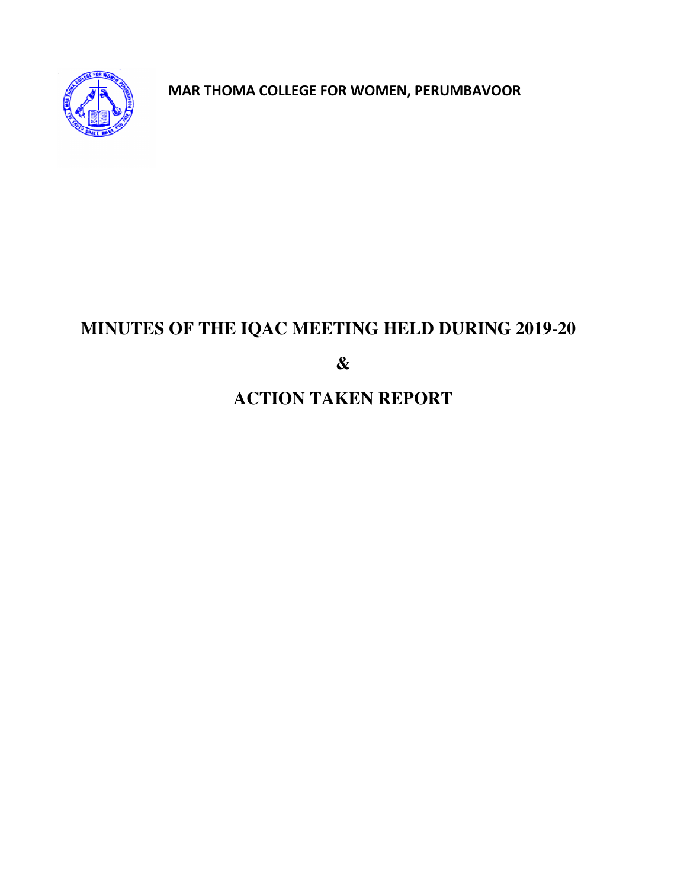**MAR THOMA COLLEGE FOR WOMEN, PERUMBAVOOR**

# MINUTES OF THE IQAC MEETING HELD DURING 2019-20

# &

# ACTION TAKEN REPORT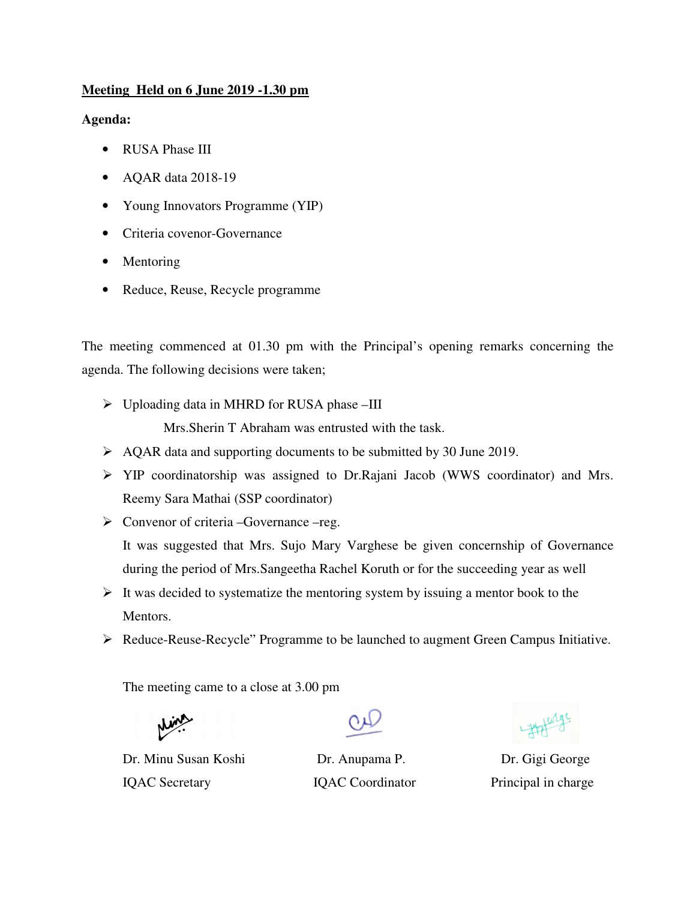**Meeting Held on 6 June 2019 -1.30 pm**

**Agenda:**

- RUSA Phase III
- AQAR data 2018-19
- Young Innovators Programme (YIP)
- Criteria covenor-Governance
- Mentoring
- Reduce, Reuse, Recycle programme

The meeting commenced at 01.30 pm with the Principal's opening remarks concerning the agenda. The following decisions were taken;

- Uploading data in MHRD for RUSA phase –III

  Mrs.Sherin T Abraham was entrusted with the task.
- AQAR data and supporting documents to be submitted by 30 June 2019.
- YIP coordinatorship was assigned to Dr.Rajani Jacob (WWS coordinator) and Mrs. Reemy Sara Mathai (SSP coordinator)
- Convenor of criteria –Governance –reg.

  It was suggested that Mrs. Sujo Mary Varghese be given concernship of Governance during the period of Mrs.Sangeetha Rachel Koruth or for the succeeding year as well
- It was decided to systematize the mentoring system by issuing a mentor book to the Mentors.
- Reduce-Reuse-Recycle" Programme to be launched to augment Green Campus Initiative.

The meeting came to a close at 3.00 pm

| Dr. Minu Susan Koshi | Dr. Anupama P. | Dr. Gigi George |
| --- | --- | --- |
| IQAC Secretary | IQAC Coordinator | Principal in charge |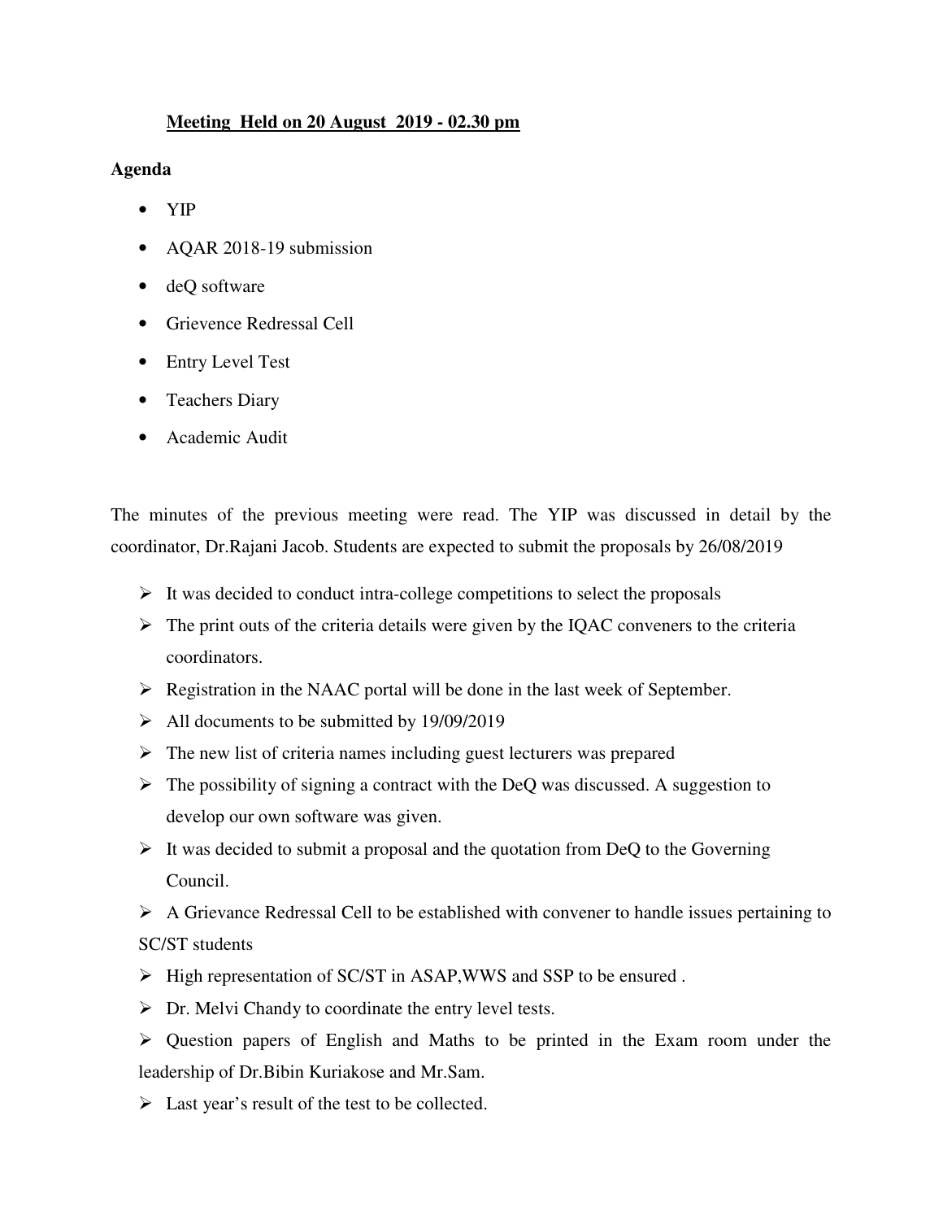**Meeting Held on 20 August 2019 - 02.30 pm**

**Agenda**

- YIP
- AQAR 2018-19 submission
- deQ software
- Grievence Redressal Cell
- Entry Level Test
- Teachers Diary
- Academic Audit

The minutes of the previous meeting were read. The YIP was discussed in detail by the coordinator, Dr.Rajani Jacob. Students are expected to submit the proposals by 26/08/2019

- It was decided to conduct intra-college competitions to select the proposals
- The print outs of the criteria details were given by the IQAC conveners to the criteria coordinators.
- Registration in the NAAC portal will be done in the last week of September.
- All documents to be submitted by 19/09/2019
- The new list of criteria names including guest lecturers was prepared
- The possibility of signing a contract with the DeQ was discussed. A suggestion to develop our own software was given.
- It was decided to submit a proposal and the quotation from DeQ to the Governing Council.
- A Grievance Redressal Cell to be established with convener to handle issues pertaining to SC/ST students
- High representation of SC/ST in ASAP,WWS and SSP to be ensured .
- Dr. Melvi Chandy to coordinate the entry level tests.
- Question papers of English and Maths to be printed in the Exam room under the leadership of Dr.Bibin Kuriakose and Mr.Sam.
- Last year's result of the test to be collected.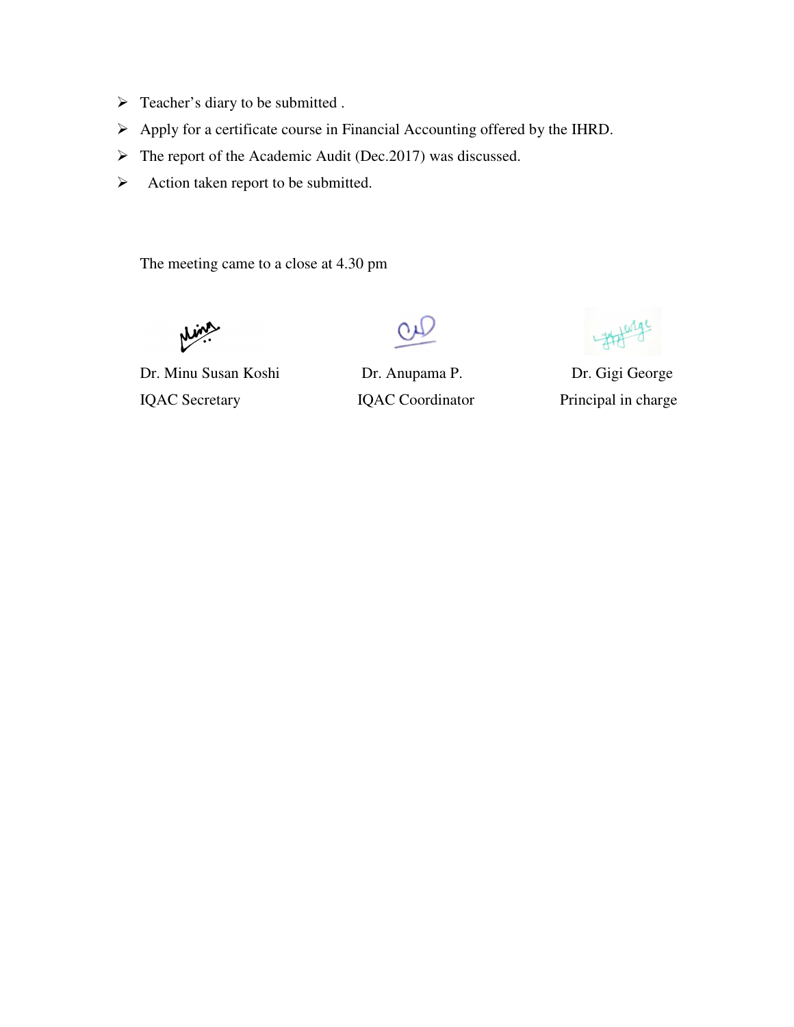- Teacher's diary to be submitted .
- Apply for a certificate course in Financial Accounting offered by the IHRD.
- The report of the Academic Audit (Dec.2017) was discussed.
- Action taken report to be submitted.

The meeting came to a close at 4.30 pm

| Dr. Minu Susan Koshi | Dr. Anupama P. | Dr. Gigi George |
|---|---|---|
| IQAC Secretary | IQAC Coordinator | Principal in charge |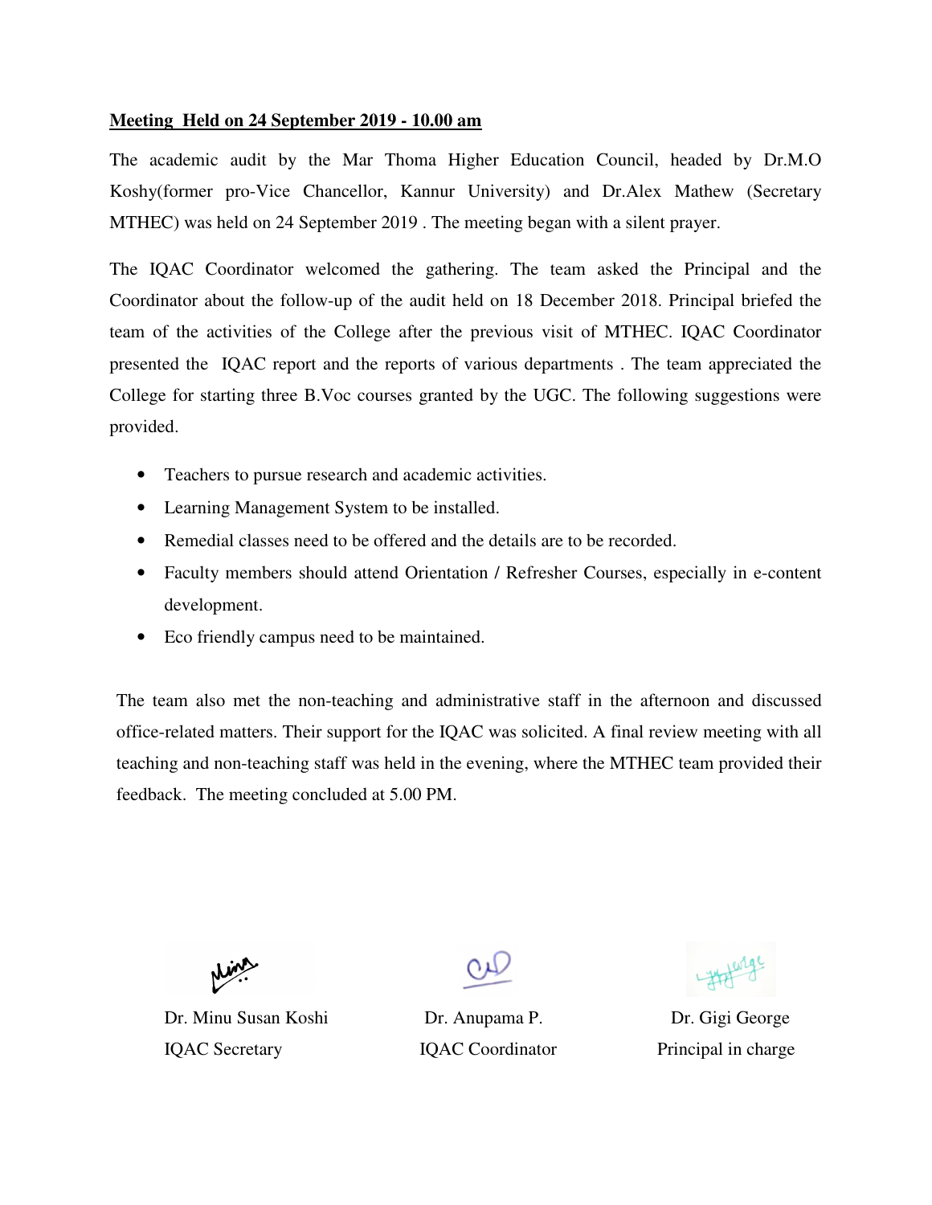**Meeting Held on 24 September 2019 - 10.00 am**

The academic audit by the Mar Thoma Higher Education Council, headed by Dr.M.O Koshy(former pro-Vice Chancellor, Kannur University) and Dr.Alex Mathew (Secretary MTHEC) was held on 24 September 2019 . The meeting began with a silent prayer.

The IQAC Coordinator welcomed the gathering. The team asked the Principal and the Coordinator about the follow-up of the audit held on 18 December 2018. Principal briefed the team of the activities of the College after the previous visit of MTHEC. IQAC Coordinator presented the IQAC report and the reports of various departments . The team appreciated the College for starting three B.Voc courses granted by the UGC. The following suggestions were provided.

- Teachers to pursue research and academic activities.
- Learning Management System to be installed.
- Remedial classes need to be offered and the details are to be recorded.
- Faculty members should attend Orientation / Refresher Courses, especially in e-content development.
- Eco friendly campus need to be maintained.

The team also met the non-teaching and administrative staff in the afternoon and discussed office-related matters. Their support for the IQAC was solicited. A final review meeting with all teaching and non-teaching staff was held in the evening, where the MTHEC team provided their feedback. The meeting concluded at 5.00 PM.

| Dr. Minu Susan Koshi | Dr. Anupama P. | Dr. Gigi George |
|---|---|---|
| IQAC Secretary | IQAC Coordinator | Principal in charge |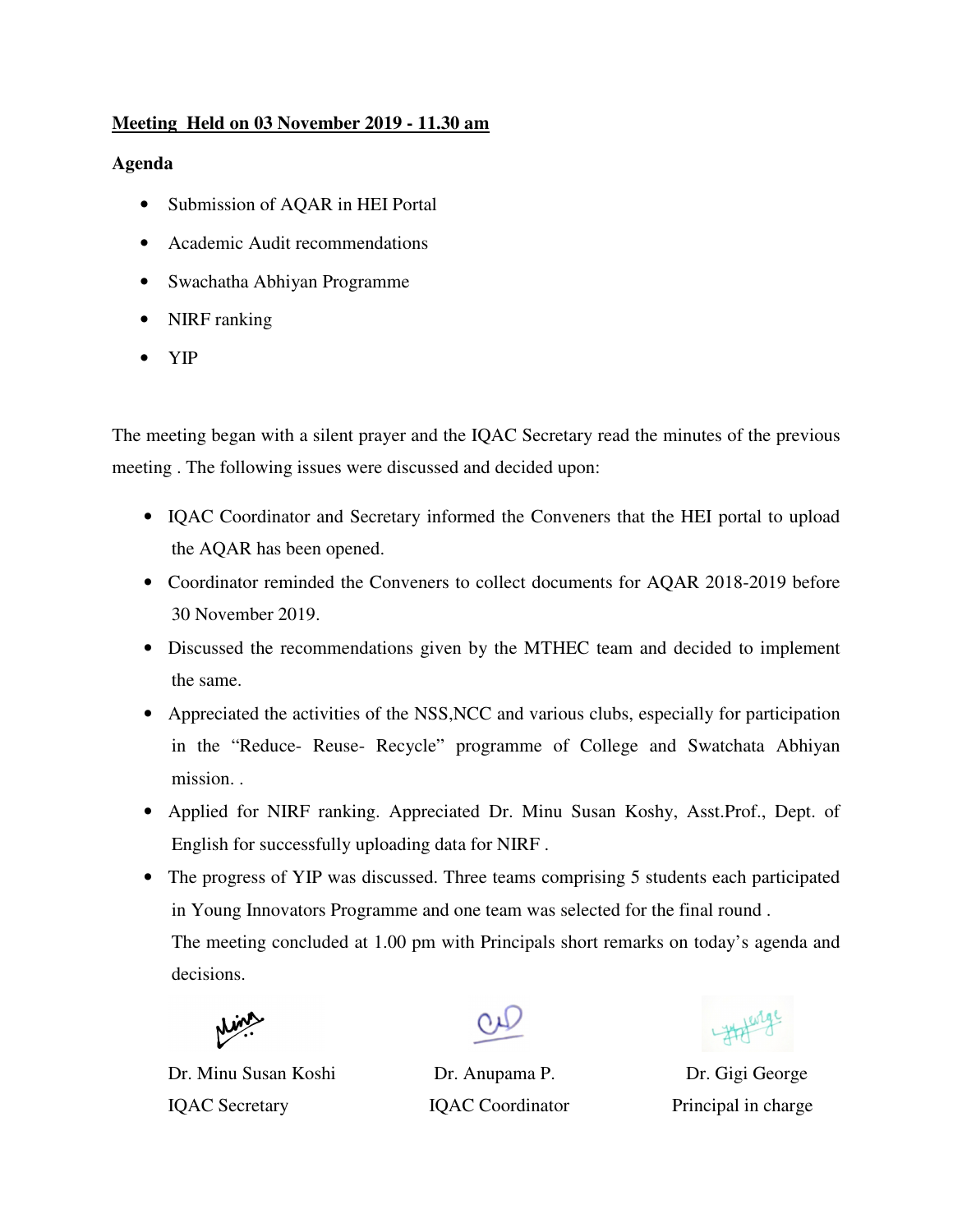**Meeting Held on 03 November 2019 - 11.30 am**

**Agenda**

- Submission of AQAR in HEI Portal
- Academic Audit recommendations
- Swachatha Abhiyan Programme
- NIRF ranking
- YIP

The meeting began with a silent prayer and the IQAC Secretary read the minutes of the previous meeting . The following issues were discussed and decided upon:

- IQAC Coordinator and Secretary informed the Conveners that the HEI portal to upload the AQAR has been opened.
- Coordinator reminded the Conveners to collect documents for AQAR 2018-2019 before 30 November 2019.
- Discussed the recommendations given by the MTHEC team and decided to implement the same.
- Appreciated the activities of the NSS,NCC and various clubs, especially for participation in the "Reduce- Reuse- Recycle" programme of College and Swatchata Abhiyan mission. .
- Applied for NIRF ranking. Appreciated Dr. Minu Susan Koshy, Asst.Prof., Dept. of English for successfully uploading data for NIRF .
- The progress of YIP was discussed. Three teams comprising 5 students each participated in Young Innovators Programme and one team was selected for the final round .

  The meeting concluded at 1.00 pm with Principals short remarks on today's agenda and decisions.

| Dr. Minu Susan Koshi | Dr. Anupama P. | Dr. Gigi George |
|---|---|---|
| IQAC Secretary | IQAC Coordinator | Principal in charge |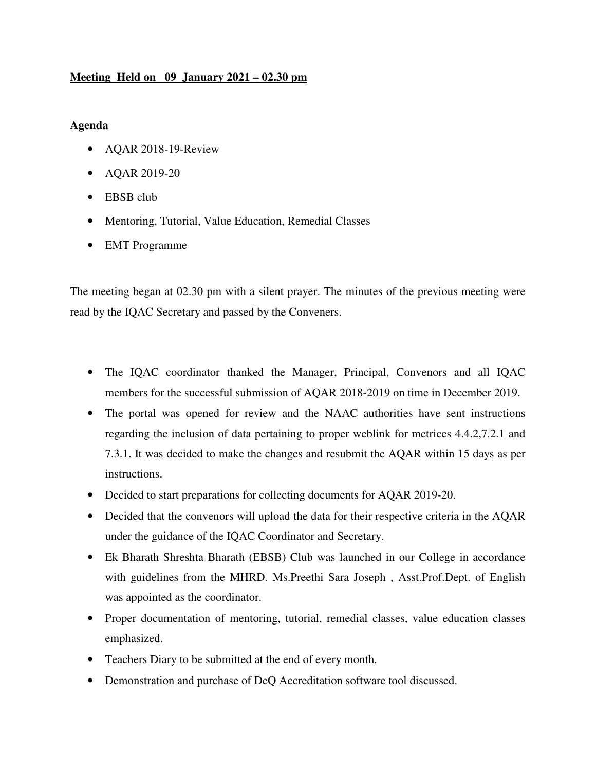**Meeting Held on 09 January 2021 – 02.30 pm**

**Agenda**

- AQAR 2018-19-Review
- AQAR 2019-20
- EBSB club
- Mentoring, Tutorial, Value Education, Remedial Classes
- EMT Programme

The meeting began at 02.30 pm with a silent prayer. The minutes of the previous meeting were read by the IQAC Secretary and passed by the Conveners.

- The IQAC coordinator thanked the Manager, Principal, Convenors and all IQAC members for the successful submission of AQAR 2018-2019 on time in December 2019.
- The portal was opened for review and the NAAC authorities have sent instructions regarding the inclusion of data pertaining to proper weblink for metrices 4.4.2,7.2.1 and 7.3.1. It was decided to make the changes and resubmit the AQAR within 15 days as per instructions.
- Decided to start preparations for collecting documents for AQAR 2019-20.
- Decided that the convenors will upload the data for their respective criteria in the AQAR under the guidance of the IQAC Coordinator and Secretary.
- Ek Bharath Shreshta Bharath (EBSB) Club was launched in our College in accordance with guidelines from the MHRD. Ms.Preethi Sara Joseph , Asst.Prof.Dept. of English was appointed as the coordinator.
- Proper documentation of mentoring, tutorial, remedial classes, value education classes emphasized.
- Teachers Diary to be submitted at the end of every month.
- Demonstration and purchase of DeQ Accreditation software tool discussed.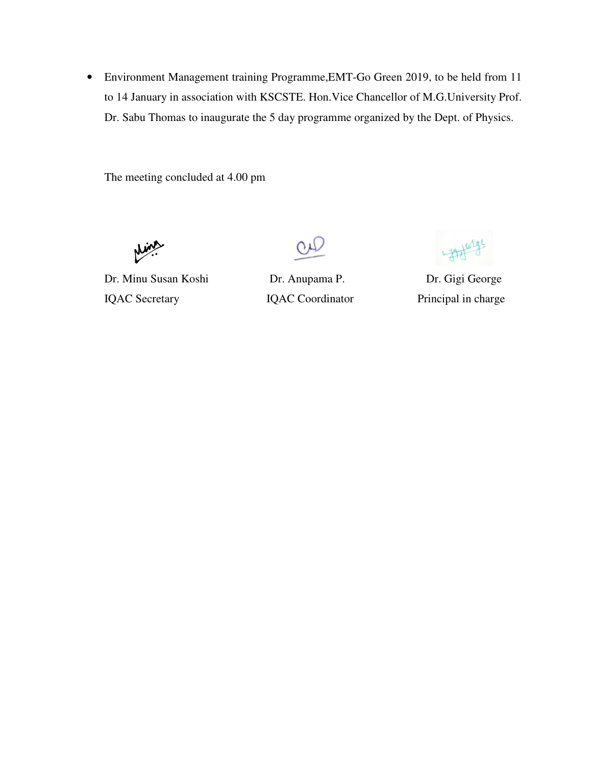- Environment Management training Programme,EMT-Go Green 2019, to be held from 11 to 14 January in association with KSCSTE. Hon.Vice Chancellor of M.G.University Prof. Dr. Sabu Thomas to inaugurate the 5 day programme organized by the Dept. of Physics.

The meeting concluded at 4.00 pm

| Dr. Minu Susan Koshi | Dr. Anupama P. | Dr. Gigi George |
|---|---|---|
| IQAC Secretary | IQAC Coordinator | Principal in charge |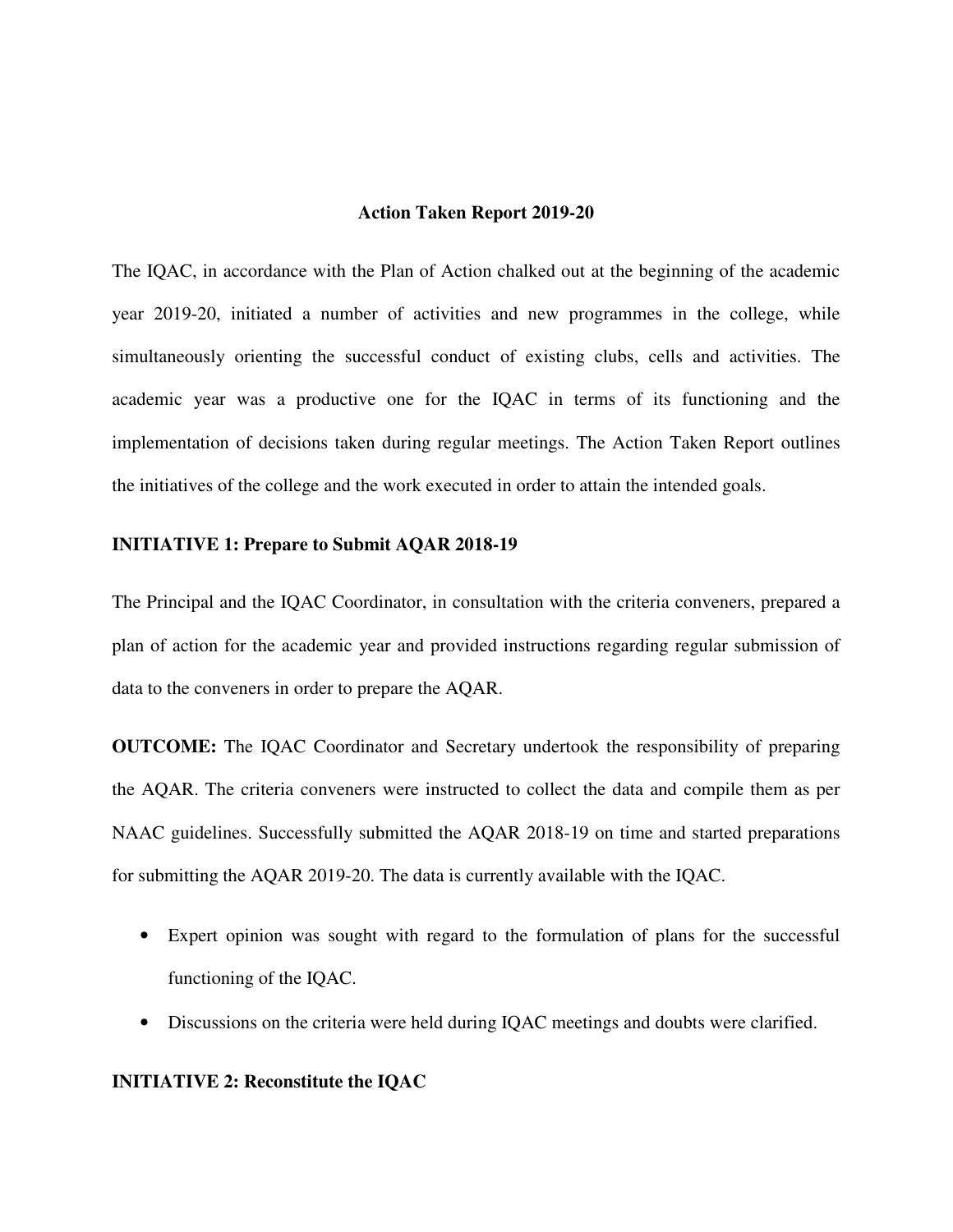# Action Taken Report 2019-20

The IQAC, in accordance with the Plan of Action chalked out at the beginning of the academic year 2019-20, initiated a number of activities and new programmes in the college, while simultaneously orienting the successful conduct of existing clubs, cells and activities. The academic year was a productive one for the IQAC in terms of its functioning and the implementation of decisions taken during regular meetings. The Action Taken Report outlines the initiatives of the college and the work executed in order to attain the intended goals.

## INITIATIVE 1: Prepare to Submit AQAR 2018-19

The Principal and the IQAC Coordinator, in consultation with the criteria conveners, prepared a plan of action for the academic year and provided instructions regarding regular submission of data to the conveners in order to prepare the AQAR.

**OUTCOME:** The IQAC Coordinator and Secretary undertook the responsibility of preparing the AQAR. The criteria conveners were instructed to collect the data and compile them as per NAAC guidelines. Successfully submitted the AQAR 2018-19 on time and started preparations for submitting the AQAR 2019-20. The data is currently available with the IQAC.

- Expert opinion was sought with regard to the formulation of plans for the successful functioning of the IQAC.
- Discussions on the criteria were held during IQAC meetings and doubts were clarified.

## INITIATIVE 2: Reconstitute the IQAC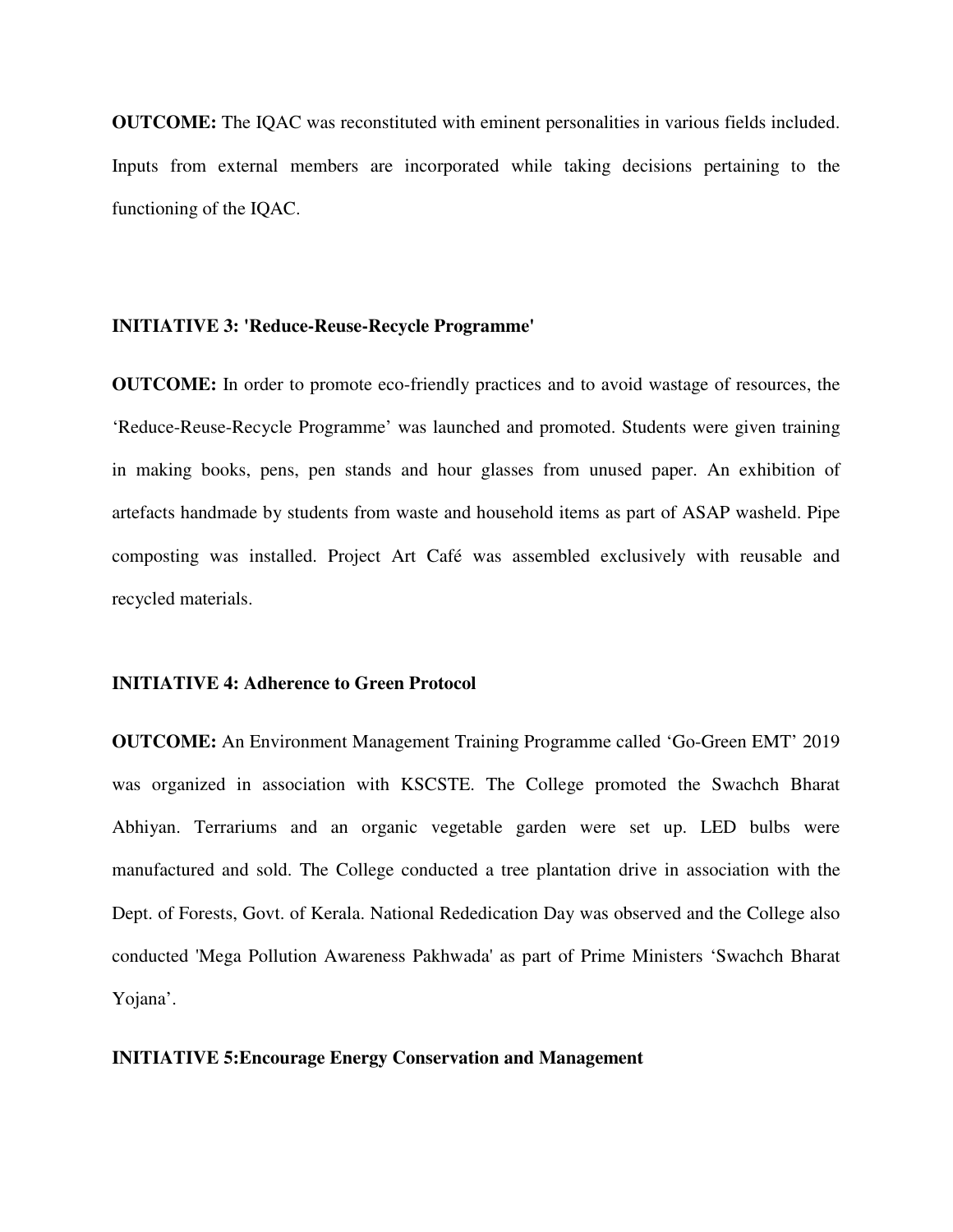**OUTCOME:** The IQAC was reconstituted with eminent personalities in various fields included. Inputs from external members are incorporated while taking decisions pertaining to the functioning of the IQAC.

**INITIATIVE 3: 'Reduce-Reuse-Recycle Programme'**

**OUTCOME:** In order to promote eco-friendly practices and to avoid wastage of resources, the 'Reduce-Reuse-Recycle Programme' was launched and promoted. Students were given training in making books, pens, pen stands and hour glasses from unused paper. An exhibition of artefacts handmade by students from waste and household items as part of ASAP washeld. Pipe composting was installed. Project Art Café was assembled exclusively with reusable and recycled materials.

**INITIATIVE 4: Adherence to Green Protocol**

**OUTCOME:** An Environment Management Training Programme called 'Go-Green EMT' 2019 was organized in association with KSCSTE. The College promoted the Swachch Bharat Abhiyan. Terrariums and an organic vegetable garden were set up. LED bulbs were manufactured and sold. The College conducted a tree plantation drive in association with the Dept. of Forests, Govt. of Kerala. National Rededication Day was observed and the College also conducted 'Mega Pollution Awareness Pakhwada' as part of Prime Ministers 'Swachch Bharat Yojana'.

**INITIATIVE 5:Encourage Energy Conservation and Management**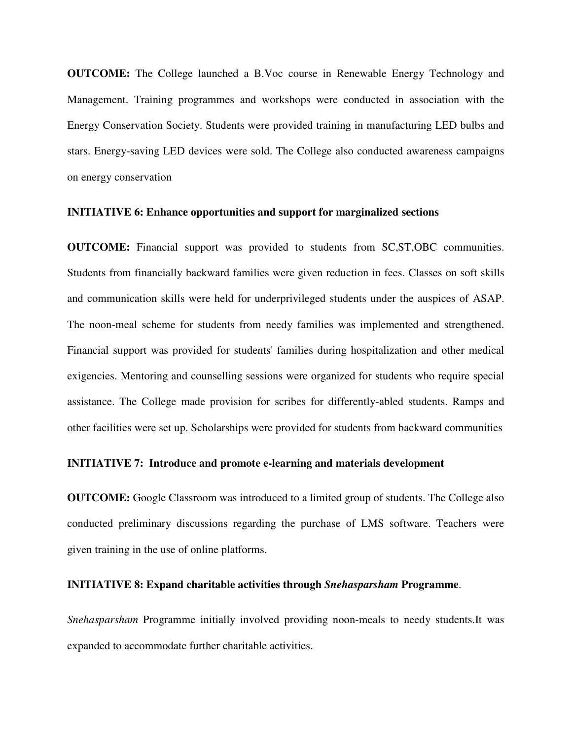**OUTCOME:** The College launched a B.Voc course in Renewable Energy Technology and Management. Training programmes and workshops were conducted in association with the Energy Conservation Society. Students were provided training in manufacturing LED bulbs and stars. Energy-saving LED devices were sold. The College also conducted awareness campaigns on energy conservation

**INITIATIVE 6: Enhance opportunities and support for marginalized sections**

**OUTCOME:** Financial support was provided to students from SC,ST,OBC communities. Students from financially backward families were given reduction in fees. Classes on soft skills and communication skills were held for underprivileged students under the auspices of ASAP. The noon-meal scheme for students from needy families was implemented and strengthened. Financial support was provided for students' families during hospitalization and other medical exigencies. Mentoring and counselling sessions were organized for students who require special assistance. The College made provision for scribes for differently-abled students. Ramps and other facilities were set up. Scholarships were provided for students from backward communities

**INITIATIVE 7: Introduce and promote e-learning and materials development**

**OUTCOME:** Google Classroom was introduced to a limited group of students. The College also conducted preliminary discussions regarding the purchase of LMS software. Teachers were given training in the use of online platforms.

**INITIATIVE 8: Expand charitable activities through *Snehasparsham* Programme**.

*Snehasparsham* Programme initially involved providing noon-meals to needy students.It was expanded to accommodate further charitable activities.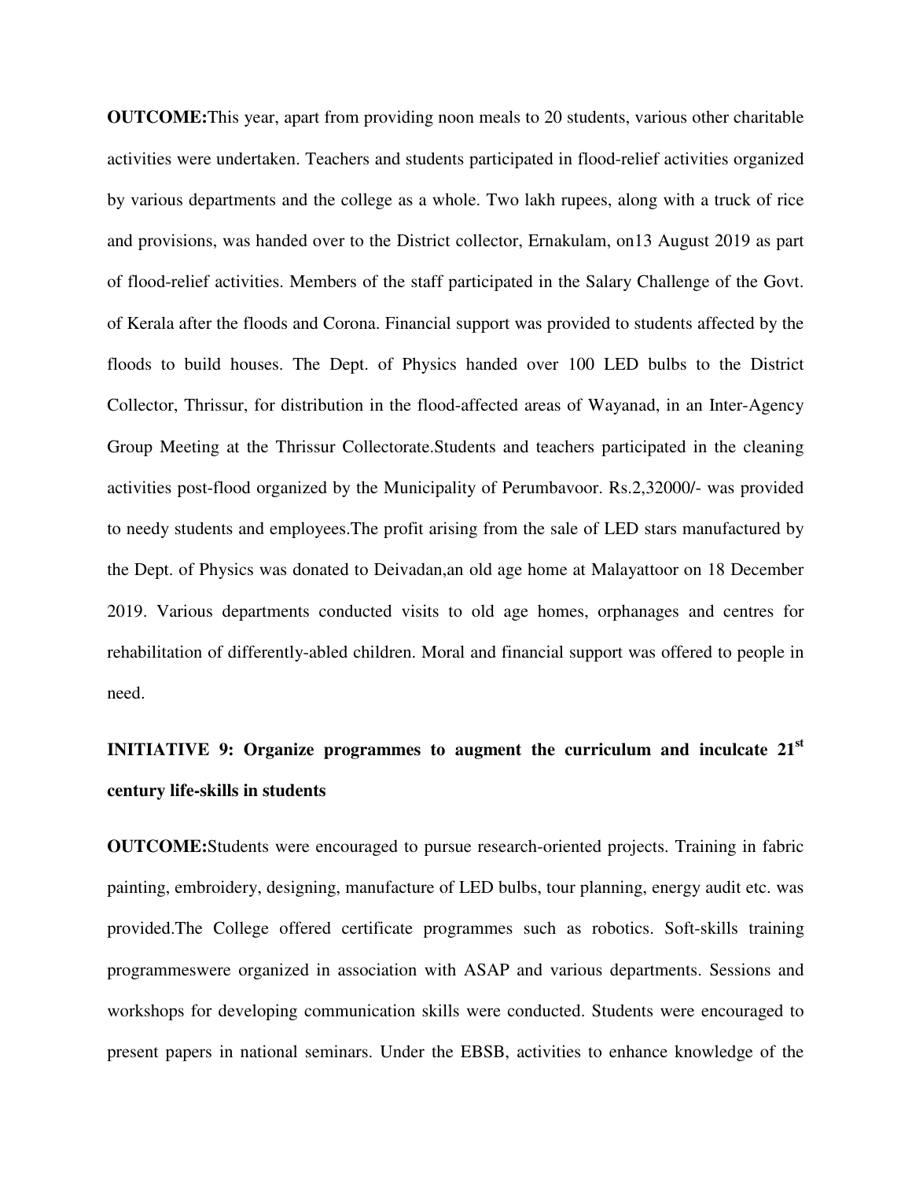**OUTCOME:**This year, apart from providing noon meals to 20 students, various other charitable activities were undertaken. Teachers and students participated in flood-relief activities organized by various departments and the college as a whole. Two lakh rupees, along with a truck of rice and provisions, was handed over to the District collector, Ernakulam, on13 August 2019 as part of flood-relief activities. Members of the staff participated in the Salary Challenge of the Govt. of Kerala after the floods and Corona. Financial support was provided to students affected by the floods to build houses. The Dept. of Physics handed over 100 LED bulbs to the District Collector, Thrissur, for distribution in the flood-affected areas of Wayanad, in an Inter-Agency Group Meeting at the Thrissur Collectorate.Students and teachers participated in the cleaning activities post-flood organized by the Municipality of Perumbavoor. Rs.2,32000/- was provided to needy students and employees.The profit arising from the sale of LED stars manufactured by the Dept. of Physics was donated to Deivadan,an old age home at Malayattoor on 18 December 2019. Various departments conducted visits to old age homes, orphanages and centres for rehabilitation of differently-abled children. Moral and financial support was offered to people in need.

**INITIATIVE 9: Organize programmes to augment the curriculum and inculcate 21st century life-skills in students**

**OUTCOME:**Students were encouraged to pursue research-oriented projects. Training in fabric painting, embroidery, designing, manufacture of LED bulbs, tour planning, energy audit etc. was provided.The College offered certificate programmes such as robotics. Soft-skills training programmeswere organized in association with ASAP and various departments. Sessions and workshops for developing communication skills were conducted. Students were encouraged to present papers in national seminars. Under the EBSB, activities to enhance knowledge of the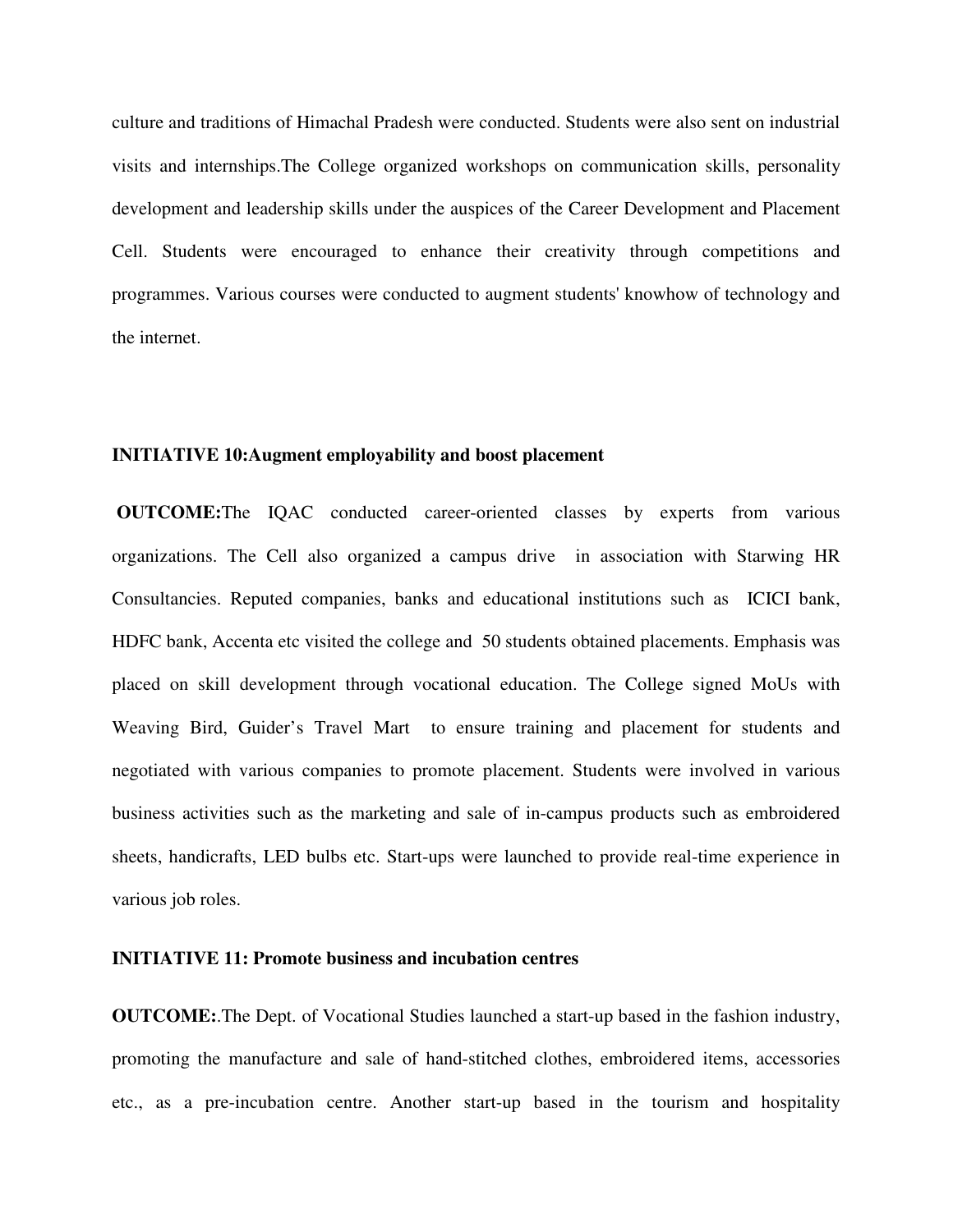culture and traditions of Himachal Pradesh were conducted. Students were also sent on industrial visits and internships.The College organized workshops on communication skills, personality development and leadership skills under the auspices of the Career Development and Placement Cell. Students were encouraged to enhance their creativity through competitions and programmes. Various courses were conducted to augment students' knowhow of technology and the internet.

**INITIATIVE 10:Augment employability and boost placement**

**OUTCOME:**The IQAC conducted career-oriented classes by experts from various organizations. The Cell also organized a campus drive in association with Starwing HR Consultancies. Reputed companies, banks and educational institutions such as ICICI bank, HDFC bank, Accenta etc visited the college and 50 students obtained placements. Emphasis was placed on skill development through vocational education. The College signed MoUs with Weaving Bird, Guider's Travel Mart to ensure training and placement for students and negotiated with various companies to promote placement. Students were involved in various business activities such as the marketing and sale of in-campus products such as embroidered sheets, handicrafts, LED bulbs etc. Start-ups were launched to provide real-time experience in various job roles.

**INITIATIVE 11: Promote business and incubation centres**

**OUTCOME:**.The Dept. of Vocational Studies launched a start-up based in the fashion industry, promoting the manufacture and sale of hand-stitched clothes, embroidered items, accessories etc., as a pre-incubation centre. Another start-up based in the tourism and hospitality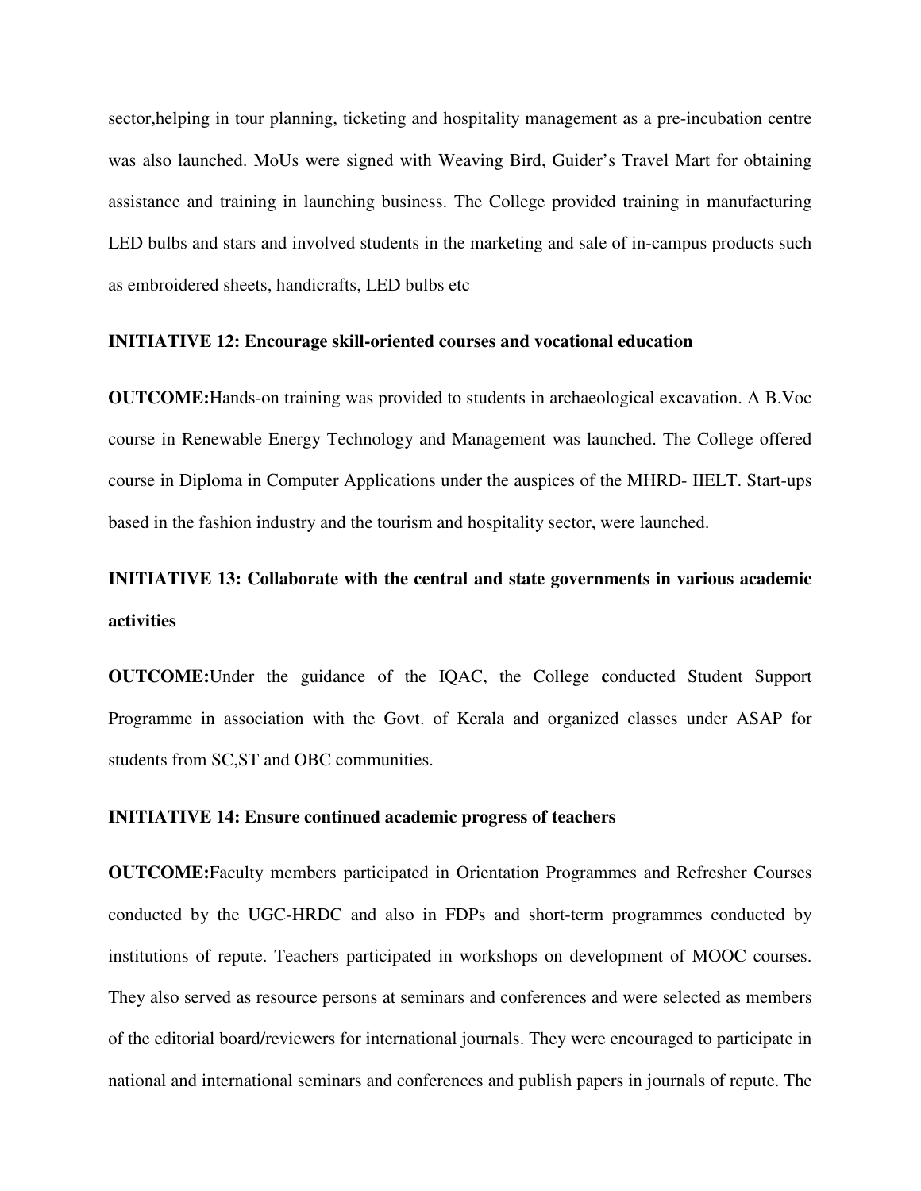sector,helping in tour planning, ticketing and hospitality management as a pre-incubation centre was also launched. MoUs were signed with Weaving Bird, Guider's Travel Mart for obtaining assistance and training in launching business. The College provided training in manufacturing LED bulbs and stars and involved students in the marketing and sale of in-campus products such as embroidered sheets, handicrafts, LED bulbs etc

**INITIATIVE 12: Encourage skill-oriented courses and vocational education**

**OUTCOME:**Hands-on training was provided to students in archaeological excavation. A B.Voc course in Renewable Energy Technology and Management was launched. The College offered course in Diploma in Computer Applications under the auspices of the MHRD- IIELT. Start-ups based in the fashion industry and the tourism and hospitality sector, were launched.

**INITIATIVE 13: Collaborate with the central and state governments in various academic activities**

**OUTCOME:**Under the guidance of the IQAC, the College **c**onducted Student Support Programme in association with the Govt. of Kerala and organized classes under ASAP for students from SC,ST and OBC communities.

**INITIATIVE 14: Ensure continued academic progress of teachers**

**OUTCOME:**Faculty members participated in Orientation Programmes and Refresher Courses conducted by the UGC-HRDC and also in FDPs and short-term programmes conducted by institutions of repute. Teachers participated in workshops on development of MOOC courses. They also served as resource persons at seminars and conferences and were selected as members of the editorial board/reviewers for international journals. They were encouraged to participate in national and international seminars and conferences and publish papers in journals of repute. The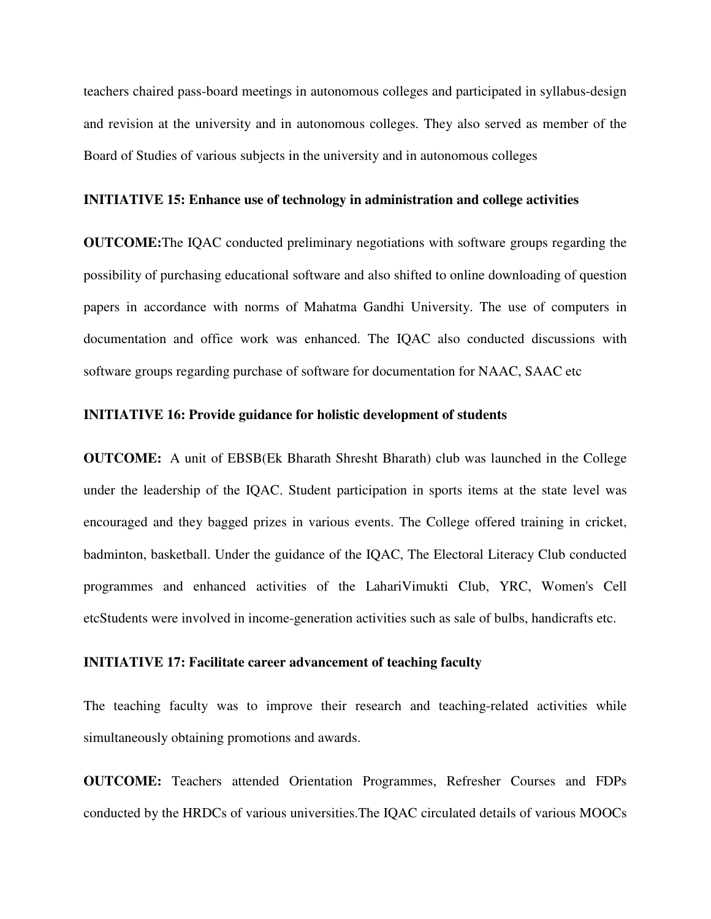teachers chaired pass-board meetings in autonomous colleges and participated in syllabus-design and revision at the university and in autonomous colleges. They also served as member of the Board of Studies of various subjects in the university and in autonomous colleges

**INITIATIVE 15: Enhance use of technology in administration and college activities**

**OUTCOME:**The IQAC conducted preliminary negotiations with software groups regarding the possibility of purchasing educational software and also shifted to online downloading of question papers in accordance with norms of Mahatma Gandhi University. The use of computers in documentation and office work was enhanced. The IQAC also conducted discussions with software groups regarding purchase of software for documentation for NAAC, SAAC etc

**INITIATIVE 16: Provide guidance for holistic development of students**

**OUTCOME:** A unit of EBSB(Ek Bharath Shresht Bharath) club was launched in the College under the leadership of the IQAC. Student participation in sports items at the state level was encouraged and they bagged prizes in various events. The College offered training in cricket, badminton, basketball. Under the guidance of the IQAC, The Electoral Literacy Club conducted programmes and enhanced activities of the LahariVimukti Club, YRC, Women's Cell etcStudents were involved in income-generation activities such as sale of bulbs, handicrafts etc.

**INITIATIVE 17: Facilitate career advancement of teaching faculty**

The teaching faculty was to improve their research and teaching-related activities while simultaneously obtaining promotions and awards.

**OUTCOME:** Teachers attended Orientation Programmes, Refresher Courses and FDPs conducted by the HRDCs of various universities.The IQAC circulated details of various MOOCs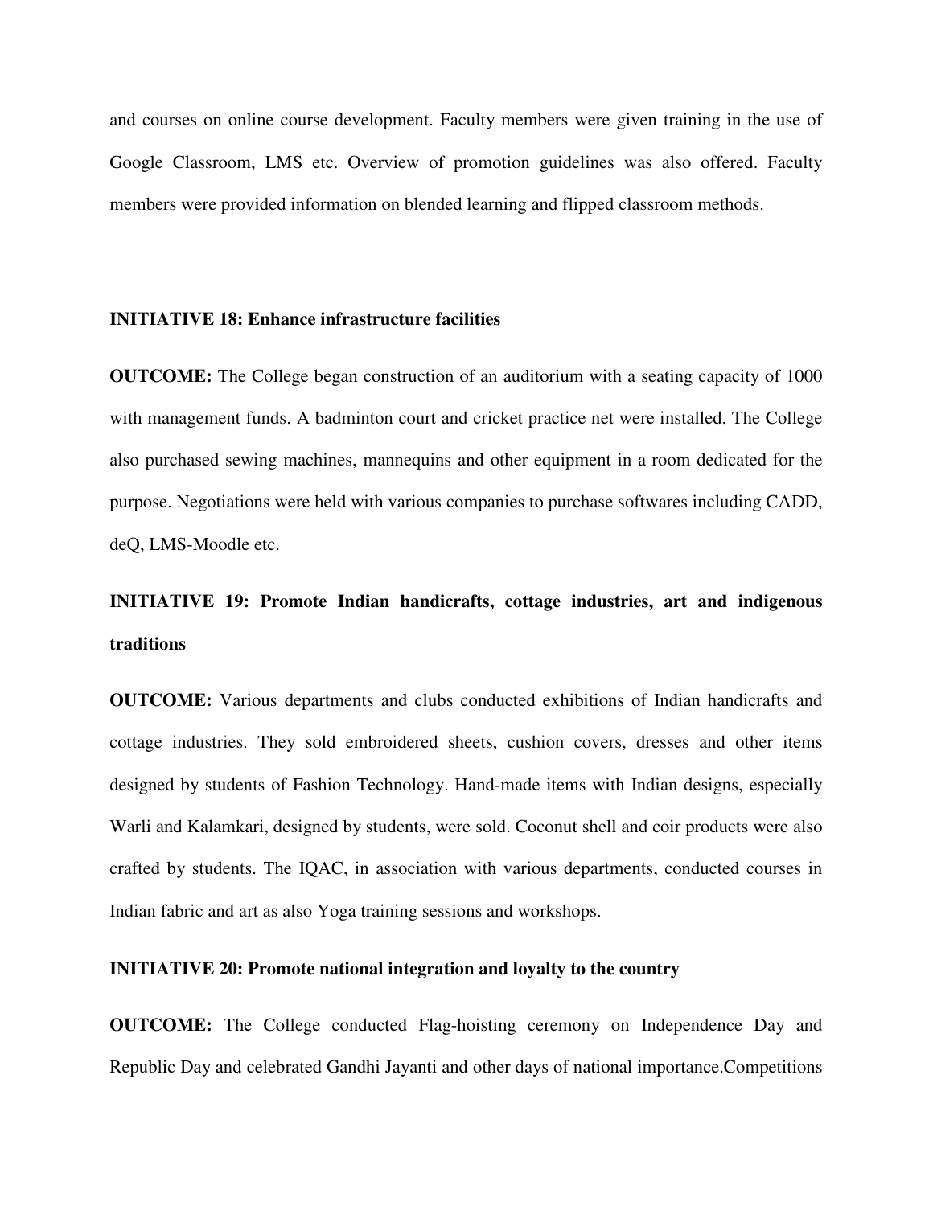and courses on online course development. Faculty members were given training in the use of Google Classroom, LMS etc. Overview of promotion guidelines was also offered. Faculty members were provided information on blended learning and flipped classroom methods.

**INITIATIVE 18: Enhance infrastructure facilities**

**OUTCOME:** The College began construction of an auditorium with a seating capacity of 1000 with management funds. A badminton court and cricket practice net were installed. The College also purchased sewing machines, mannequins and other equipment in a room dedicated for the purpose. Negotiations were held with various companies to purchase softwares including CADD, deQ, LMS-Moodle etc.

**INITIATIVE 19: Promote Indian handicrafts, cottage industries, art and indigenous traditions**

**OUTCOME:** Various departments and clubs conducted exhibitions of Indian handicrafts and cottage industries. They sold embroidered sheets, cushion covers, dresses and other items designed by students of Fashion Technology. Hand-made items with Indian designs, especially Warli and Kalamkari, designed by students, were sold. Coconut shell and coir products were also crafted by students. The IQAC, in association with various departments, conducted courses in Indian fabric and art as also Yoga training sessions and workshops.

**INITIATIVE 20: Promote national integration and loyalty to the country**

**OUTCOME:** The College conducted Flag-hoisting ceremony on Independence Day and Republic Day and celebrated Gandhi Jayanti and other days of national importance.Competitions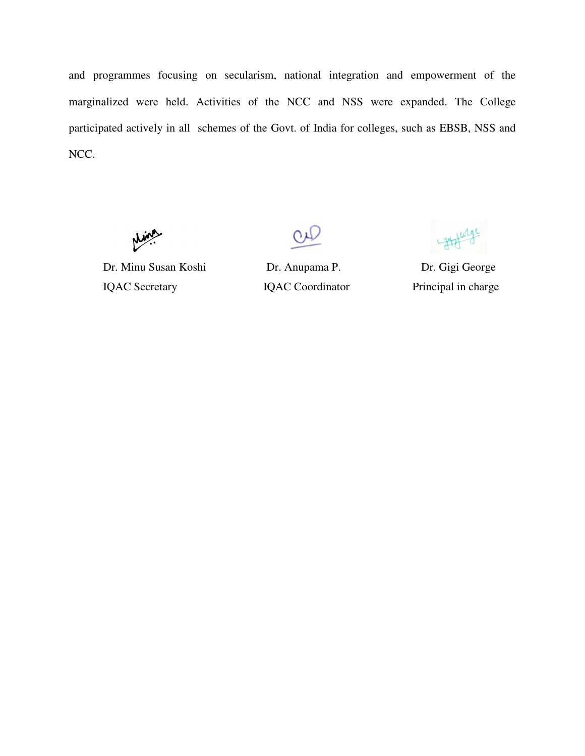and programmes focusing on secularism, national integration and empowerment of the marginalized were held. Activities of the NCC and NSS were expanded. The College participated actively in all schemes of the Govt. of India for colleges, such as EBSB, NSS and NCC.

| | | |
|---|---|---|
| Dr. Minu Susan Koshi | Dr. Anupama P. | Dr. Gigi George |
| IQAC Secretary | IQAC Coordinator | Principal in charge |